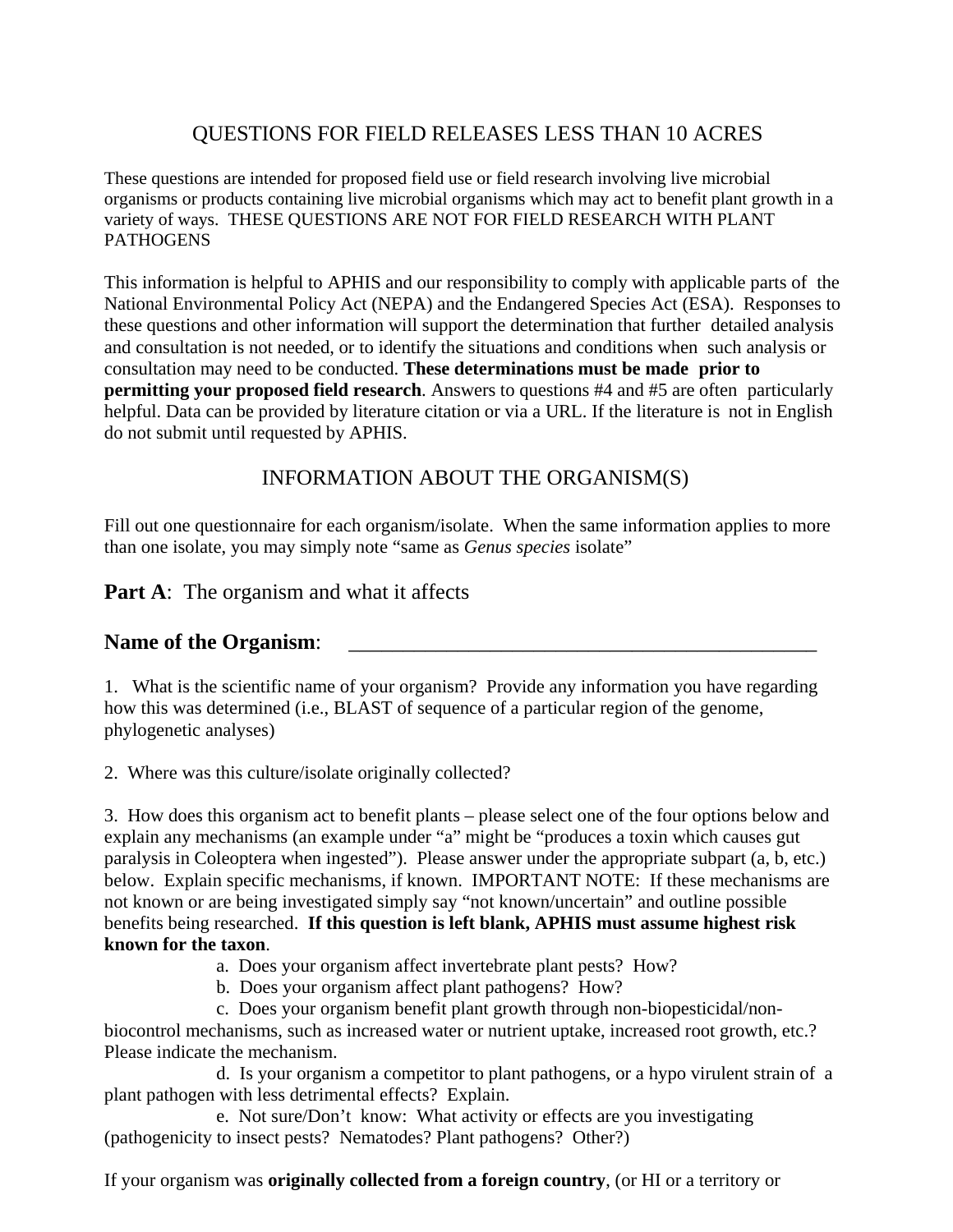# QUESTIONS FOR FIELD RELEASES LESS THAN 10 ACRES

These questions are intended for proposed field use or field research involving live microbial organisms or products containing live microbial organisms which may act to benefit plant growth in a variety of ways. THESE QUESTIONS ARE NOT FOR FIELD RESEARCH WITH PLANT PATHOGENS

This information is helpful to APHIS and our responsibility to comply with applicable parts of the National Environmental Policy Act (NEPA) and the Endangered Species Act (ESA). Responses to these questions and other information will support the determination that further detailed analysis and consultation is not needed, or to identify the situations and conditions when such analysis or consultation may need to be conducted. **These determinations must be made prior to permitting your proposed field research**. Answers to questions #4 and #5 are often particularly helpful. Data can be provided by literature citation or via a URL. If the literature is not in English do not submit until requested by APHIS.

## INFORMATION ABOUT THE ORGANISM(S)

Fill out one questionnaire for each organism/isolate. When the same information applies to more than one isolate, you may simply note "same as *Genus species* isolate"

### **Part A**: The organism and what it affects

### **Name of the Organism**: ______________________________________________

1. What is the scientific name of your organism? Provide any information you have regarding how this was determined (i.e., BLAST of sequence of a particular region of the genome, phylogenetic analyses)

2. Where was this culture/isolate originally collected?

3. How does this organism act to benefit plants – please select one of the four options below and explain any mechanisms (an example under "a" might be "produces a toxin which causes gut paralysis in Coleoptera when ingested"). Please answer under the appropriate subpart (a, b, etc.) below. Explain specific mechanisms, if known. IMPORTANT NOTE: If these mechanisms are not known or are being investigated simply say "not known/uncertain" and outline possible benefits being researched. **If this question is left blank, APHIS must assume highest risk known for the taxon**.

   a. Does your organism affect invertebrate plant pests? How?

   b. Does your organism affect plant pathogens? How?

   c. Does your organism benefit plant growth through non-biopesticidal/non-biocontrol mechanisms, such as increased water or nutrient uptake, increased root growth, etc.? Please indicate the mechanism.

   d. Is your organism a competitor to plant pathogens, or a hypo virulent strain of a plant pathogen with less detrimental effects? Explain.

   e. Not sure/Don't know: What activity or effects are you investigating (pathogenicity to insect pests? Nematodes? Plant pathogens? Other?)

If your organism was **originally collected from a foreign country**, (or HI or a territory or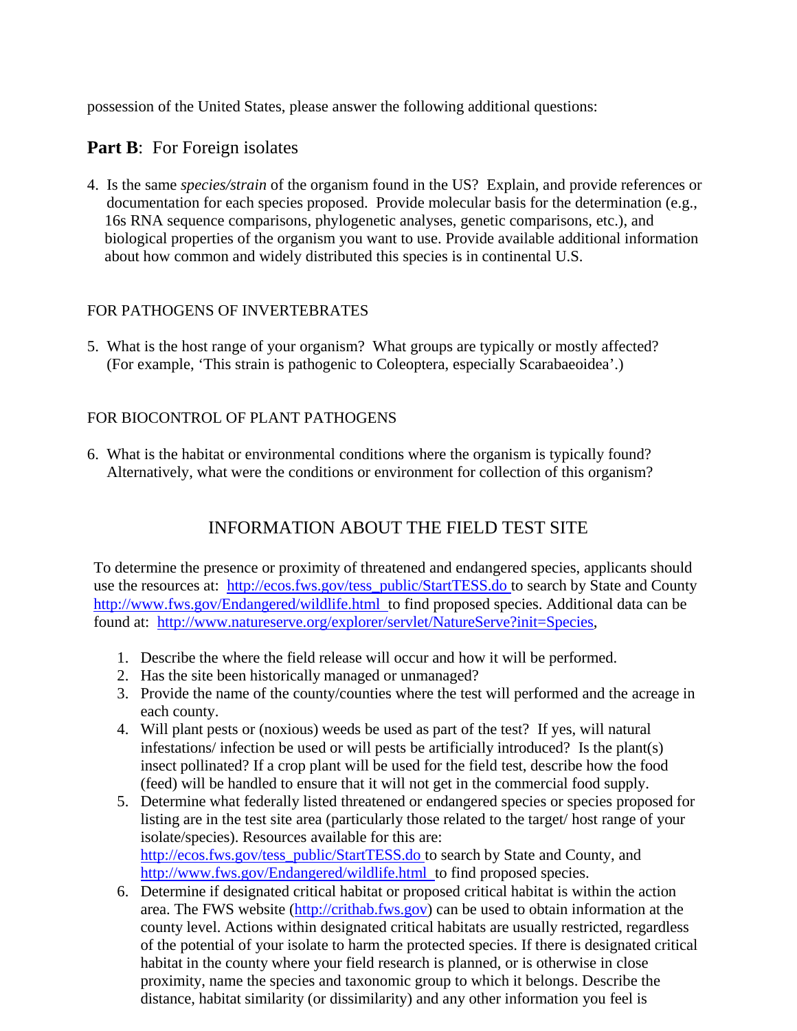possession of the United States, please answer the following additional questions:

## **Part B**: For Foreign isolates

4. Is the same *species/strain* of the organism found in the US? Explain, and provide references or documentation for each species proposed. Provide molecular basis for the determination (e.g., 16s RNA sequence comparisons, phylogenetic analyses, genetic comparisons, etc.), and biological properties of the organism you want to use. Provide available additional information about how common and widely distributed this species is in continental U.S.

FOR PATHOGENS OF INVERTEBRATES

5. What is the host range of your organism? What groups are typically or mostly affected? (For example, 'This strain is pathogenic to Coleoptera, especially Scarabaeoidea'.)

FOR BIOCONTROL OF PLANT PATHOGENS

6. What is the habitat or environmental conditions where the organism is typically found? Alternatively, what were the conditions or environment for collection of this organism?

## INFORMATION ABOUT THE FIELD TEST SITE

To determine the presence or proximity of threatened and endangered species, applicants should use the resources at: http://ecos.fws.gov/tess_public/StartTESS.do to search by State and County http://www.fws.gov/Endangered/wildlife.html to find proposed species. Additional data can be found at: http://www.natureserve.org/explorer/servlet/NatureServe?init=Species,

1. Describe the where the field release will occur and how it will be performed.
2. Has the site been historically managed or unmanaged?
3. Provide the name of the county/counties where the test will performed and the acreage in each county.
4. Will plant pests or (noxious) weeds be used as part of the test? If yes, will natural infestations/ infection be used or will pests be artificially introduced? Is the plant(s) insect pollinated? If a crop plant will be used for the field test, describe how the food (feed) will be handled to ensure that it will not get in the commercial food supply.
5. Determine what federally listed threatened or endangered species or species proposed for listing are in the test site area (particularly those related to the target/ host range of your isolate/species). Resources available for this are: http://ecos.fws.gov/tess_public/StartTESS.do to search by State and County, and http://www.fws.gov/Endangered/wildlife.html to find proposed species.
6. Determine if designated critical habitat or proposed critical habitat is within the action area. The FWS website (http://crithab.fws.gov) can be used to obtain information at the county level. Actions within designated critical habitats are usually restricted, regardless of the potential of your isolate to harm the protected species. If there is designated critical habitat in the county where your field research is planned, or is otherwise in close proximity, name the species and taxonomic group to which it belongs. Describe the distance, habitat similarity (or dissimilarity) and any other information you feel is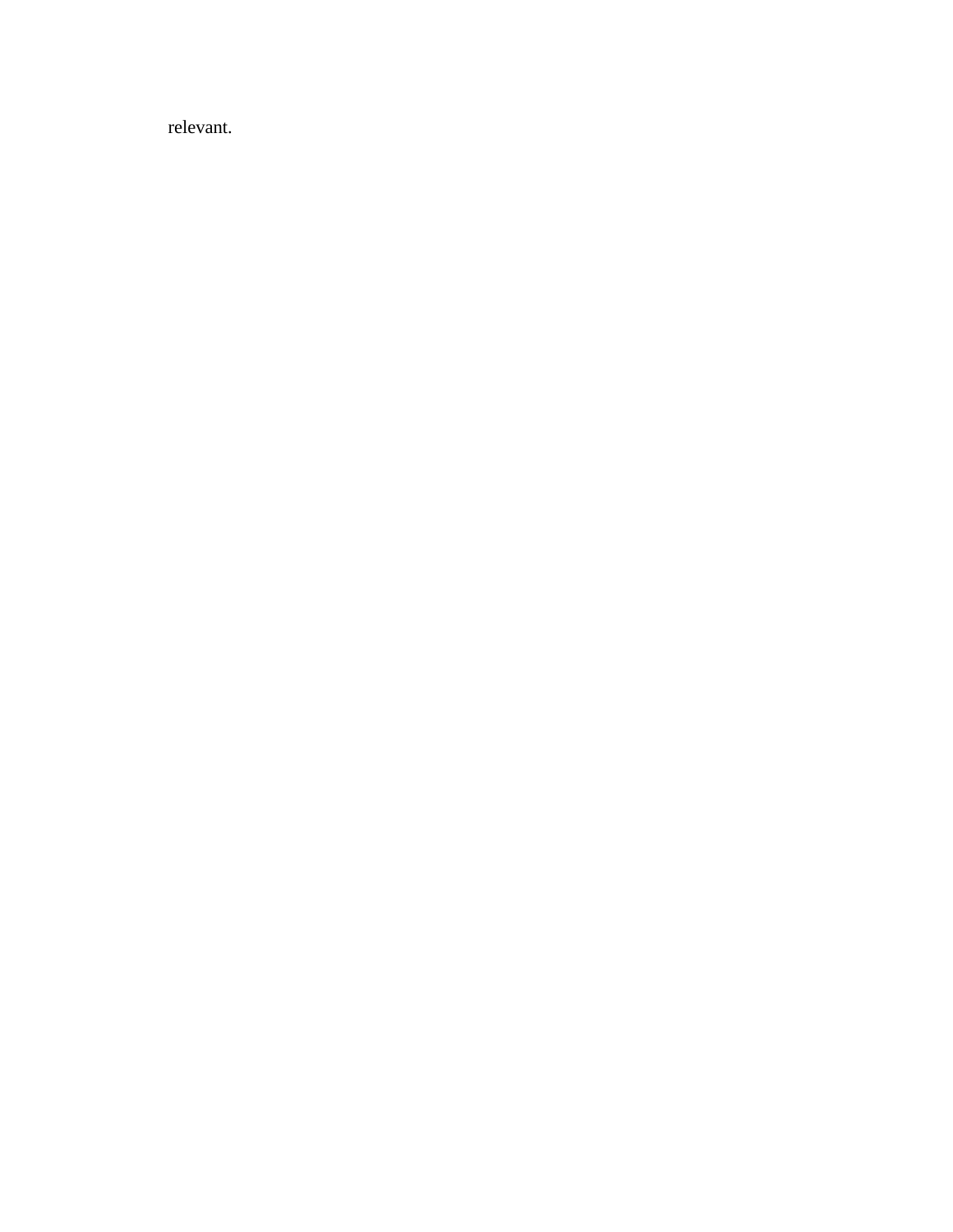relevant.